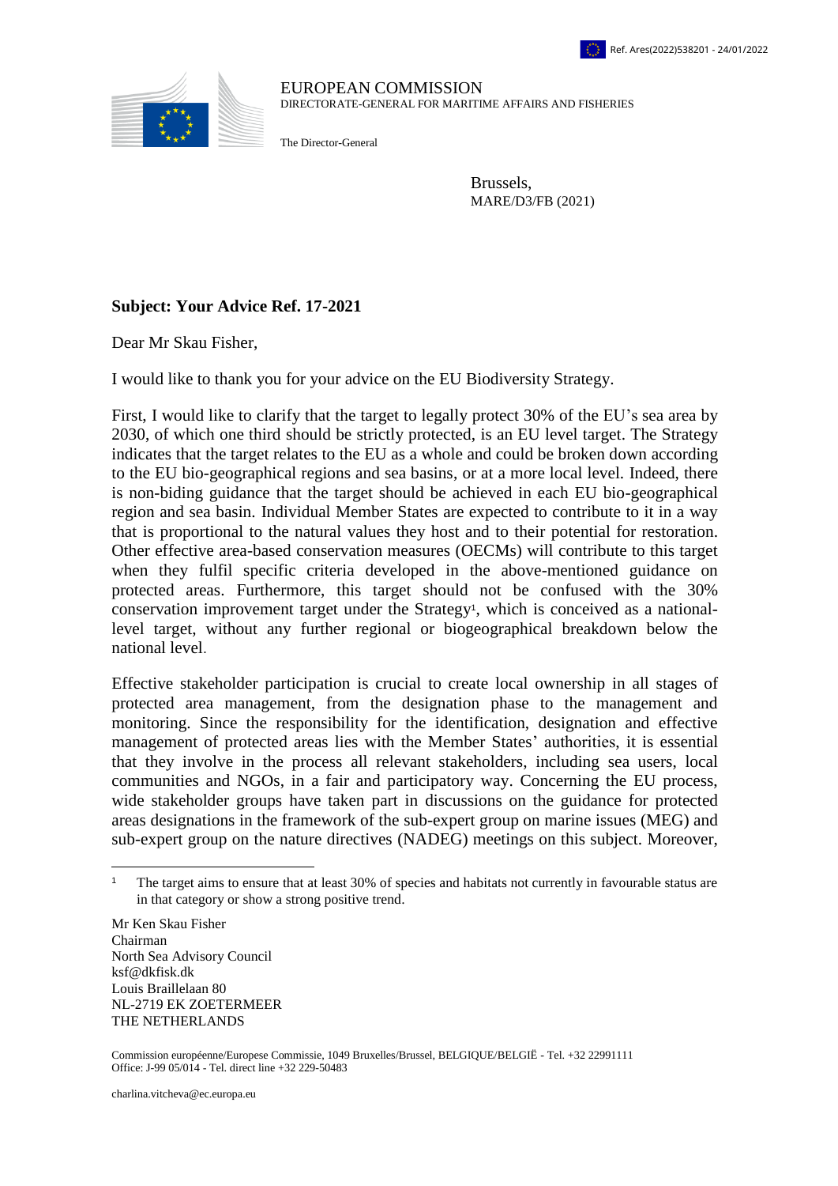Ref. Ares(2022)538201 - 24/01/2022

EUROPEAN COMMISSION
DIRECTORATE-GENERAL FOR MARITIME AFFAIRS AND FISHERIES

The Director-General

Brussels,
MARE/D3/FB (2021)

**Subject: Your Advice Ref. 17-2021**

Dear Mr Skau Fisher,

I would like to thank you for your advice on the EU Biodiversity Strategy.

First, I would like to clarify that the target to legally protect 30% of the EU's sea area by 2030, of which one third should be strictly protected, is an EU level target. The Strategy indicates that the target relates to the EU as a whole and could be broken down according to the EU bio-geographical regions and sea basins, or at a more local level. Indeed, there is non-biding guidance that the target should be achieved in each EU bio-geographical region and sea basin. Individual Member States are expected to contribute to it in a way that is proportional to the natural values they host and to their potential for restoration. Other effective area-based conservation measures (OECMs) will contribute to this target when they fulfil specific criteria developed in the above-mentioned guidance on protected areas. Furthermore, this target should not be confused with the 30% conservation improvement target under the Strategy[1], which is conceived as a national-level target, without any further regional or biogeographical breakdown below the national level.

Effective stakeholder participation is crucial to create local ownership in all stages of protected area management, from the designation phase to the management and monitoring. Since the responsibility for the identification, designation and effective management of protected areas lies with the Member States' authorities, it is essential that they involve in the process all relevant stakeholders, including sea users, local communities and NGOs, in a fair and participatory way. Concerning the EU process, wide stakeholder groups have taken part in discussions on the guidance for protected areas designations in the framework of the sub-expert group on marine issues (MEG) and sub-expert group on the nature directives (NADEG) meetings on this subject. Moreover,

[1] The target aims to ensure that at least 30% of species and habitats not currently in favourable status are in that category or show a strong positive trend.

Mr Ken Skau Fisher
Chairman
North Sea Advisory Council
ksf@dkfisk.dk
Louis Braillelaan 80
NL-2719 EK ZOETERMEER
THE NETHERLANDS

Commission européenne/Europese Commissie, 1049 Bruxelles/Brussel, BELGIQUE/BELGIË - Tel. +32 22991111
Office: J-99 05/014 - Tel. direct line +32 229-50483

charlina.vitcheva@ec.europa.eu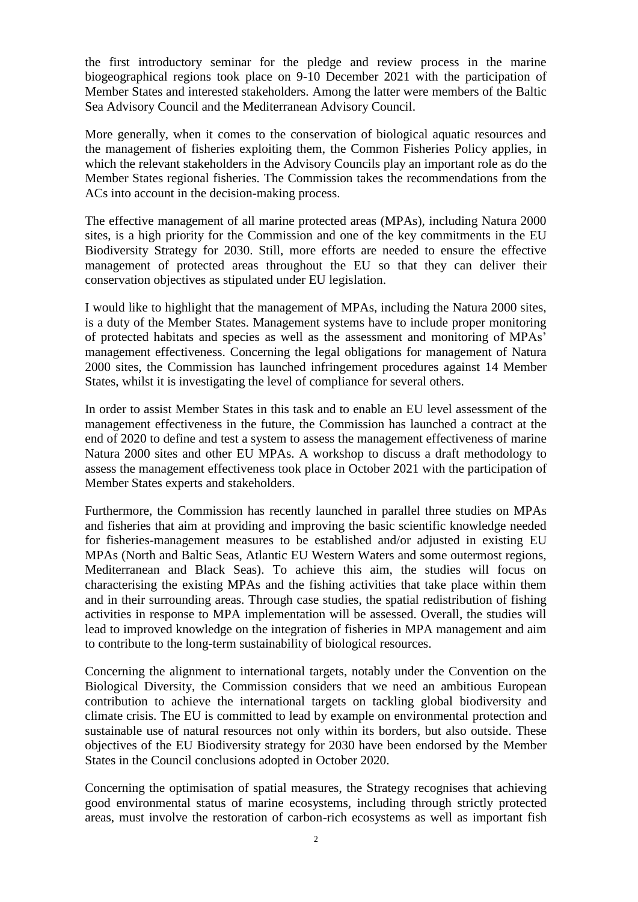the first introductory seminar for the pledge and review process in the marine biogeographical regions took place on 9-10 December 2021 with the participation of Member States and interested stakeholders. Among the latter were members of the Baltic Sea Advisory Council and the Mediterranean Advisory Council.

More generally, when it comes to the conservation of biological aquatic resources and the management of fisheries exploiting them, the Common Fisheries Policy applies, in which the relevant stakeholders in the Advisory Councils play an important role as do the Member States regional fisheries. The Commission takes the recommendations from the ACs into account in the decision-making process.

The effective management of all marine protected areas (MPAs), including Natura 2000 sites, is a high priority for the Commission and one of the key commitments in the EU Biodiversity Strategy for 2030. Still, more efforts are needed to ensure the effective management of protected areas throughout the EU so that they can deliver their conservation objectives as stipulated under EU legislation.

I would like to highlight that the management of MPAs, including the Natura 2000 sites, is a duty of the Member States. Management systems have to include proper monitoring of protected habitats and species as well as the assessment and monitoring of MPAs' management effectiveness. Concerning the legal obligations for management of Natura 2000 sites, the Commission has launched infringement procedures against 14 Member States, whilst it is investigating the level of compliance for several others.

In order to assist Member States in this task and to enable an EU level assessment of the management effectiveness in the future, the Commission has launched a contract at the end of 2020 to define and test a system to assess the management effectiveness of marine Natura 2000 sites and other EU MPAs. A workshop to discuss a draft methodology to assess the management effectiveness took place in October 2021 with the participation of Member States experts and stakeholders.

Furthermore, the Commission has recently launched in parallel three studies on MPAs and fisheries that aim at providing and improving the basic scientific knowledge needed for fisheries-management measures to be established and/or adjusted in existing EU MPAs (North and Baltic Seas, Atlantic EU Western Waters and some outermost regions, Mediterranean and Black Seas). To achieve this aim, the studies will focus on characterising the existing MPAs and the fishing activities that take place within them and in their surrounding areas. Through case studies, the spatial redistribution of fishing activities in response to MPA implementation will be assessed. Overall, the studies will lead to improved knowledge on the integration of fisheries in MPA management and aim to contribute to the long-term sustainability of biological resources.

Concerning the alignment to international targets, notably under the Convention on the Biological Diversity, the Commission considers that we need an ambitious European contribution to achieve the international targets on tackling global biodiversity and climate crisis. The EU is committed to lead by example on environmental protection and sustainable use of natural resources not only within its borders, but also outside. These objectives of the EU Biodiversity strategy for 2030 have been endorsed by the Member States in the Council conclusions adopted in October 2020.

Concerning the optimisation of spatial measures, the Strategy recognises that achieving good environmental status of marine ecosystems, including through strictly protected areas, must involve the restoration of carbon-rich ecosystems as well as important fish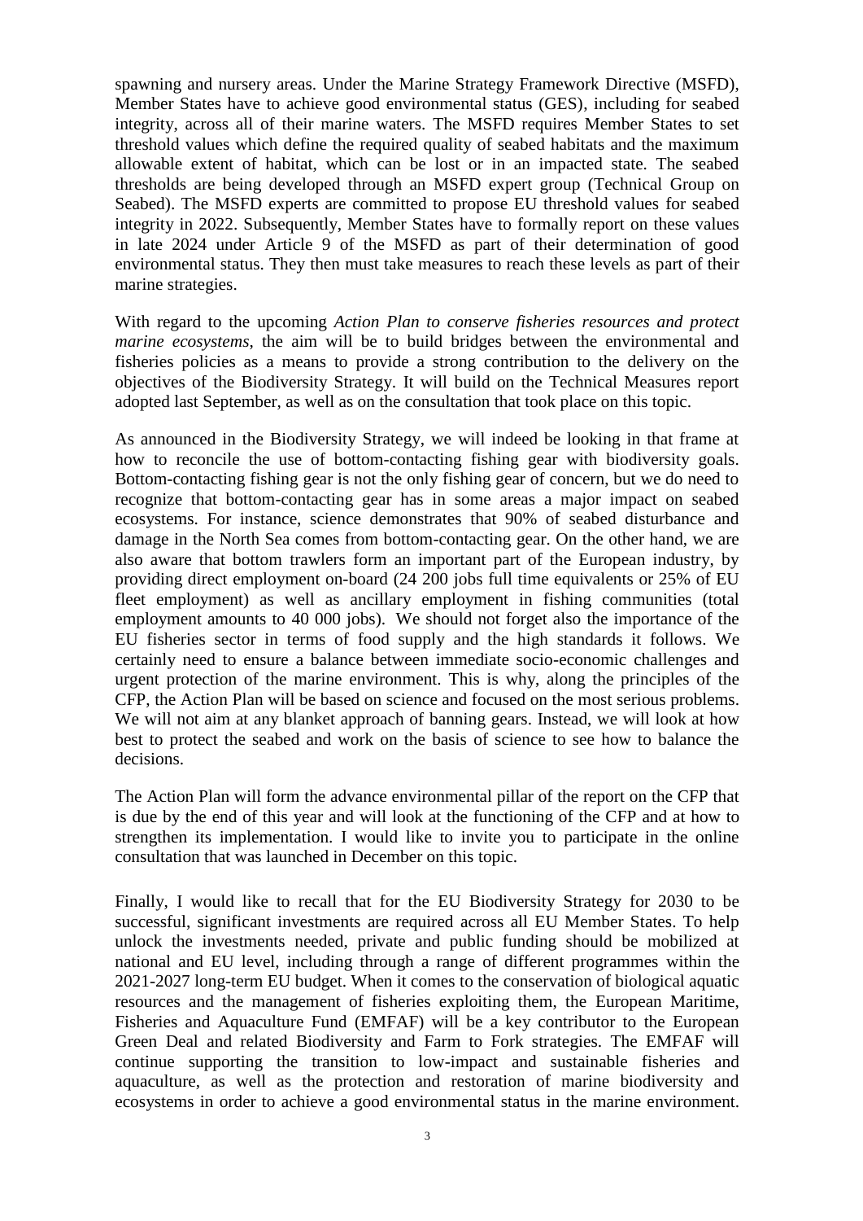spawning and nursery areas. Under the Marine Strategy Framework Directive (MSFD), Member States have to achieve good environmental status (GES), including for seabed integrity, across all of their marine waters. The MSFD requires Member States to set threshold values which define the required quality of seabed habitats and the maximum allowable extent of habitat, which can be lost or in an impacted state. The seabed thresholds are being developed through an MSFD expert group (Technical Group on Seabed). The MSFD experts are committed to propose EU threshold values for seabed integrity in 2022. Subsequently, Member States have to formally report on these values in late 2024 under Article 9 of the MSFD as part of their determination of good environmental status. They then must take measures to reach these levels as part of their marine strategies.

With regard to the upcoming *Action Plan to conserve fisheries resources and protect marine ecosystems*, the aim will be to build bridges between the environmental and fisheries policies as a means to provide a strong contribution to the delivery on the objectives of the Biodiversity Strategy. It will build on the Technical Measures report adopted last September, as well as on the consultation that took place on this topic.

As announced in the Biodiversity Strategy, we will indeed be looking in that frame at how to reconcile the use of bottom-contacting fishing gear with biodiversity goals. Bottom-contacting fishing gear is not the only fishing gear of concern, but we do need to recognize that bottom-contacting gear has in some areas a major impact on seabed ecosystems. For instance, science demonstrates that 90% of seabed disturbance and damage in the North Sea comes from bottom-contacting gear. On the other hand, we are also aware that bottom trawlers form an important part of the European industry, by providing direct employment on-board (24 200 jobs full time equivalents or 25% of EU fleet employment) as well as ancillary employment in fishing communities (total employment amounts to 40 000 jobs). We should not forget also the importance of the EU fisheries sector in terms of food supply and the high standards it follows. We certainly need to ensure a balance between immediate socio-economic challenges and urgent protection of the marine environment. This is why, along the principles of the CFP, the Action Plan will be based on science and focused on the most serious problems. We will not aim at any blanket approach of banning gears. Instead, we will look at how best to protect the seabed and work on the basis of science to see how to balance the decisions.

The Action Plan will form the advance environmental pillar of the report on the CFP that is due by the end of this year and will look at the functioning of the CFP and at how to strengthen its implementation. I would like to invite you to participate in the online consultation that was launched in December on this topic.

Finally, I would like to recall that for the EU Biodiversity Strategy for 2030 to be successful, significant investments are required across all EU Member States. To help unlock the investments needed, private and public funding should be mobilized at national and EU level, including through a range of different programmes within the 2021-2027 long-term EU budget. When it comes to the conservation of biological aquatic resources and the management of fisheries exploiting them, the European Maritime, Fisheries and Aquaculture Fund (EMFAF) will be a key contributor to the European Green Deal and related Biodiversity and Farm to Fork strategies. The EMFAF will continue supporting the transition to low-impact and sustainable fisheries and aquaculture, as well as the protection and restoration of marine biodiversity and ecosystems in order to achieve a good environmental status in the marine environment.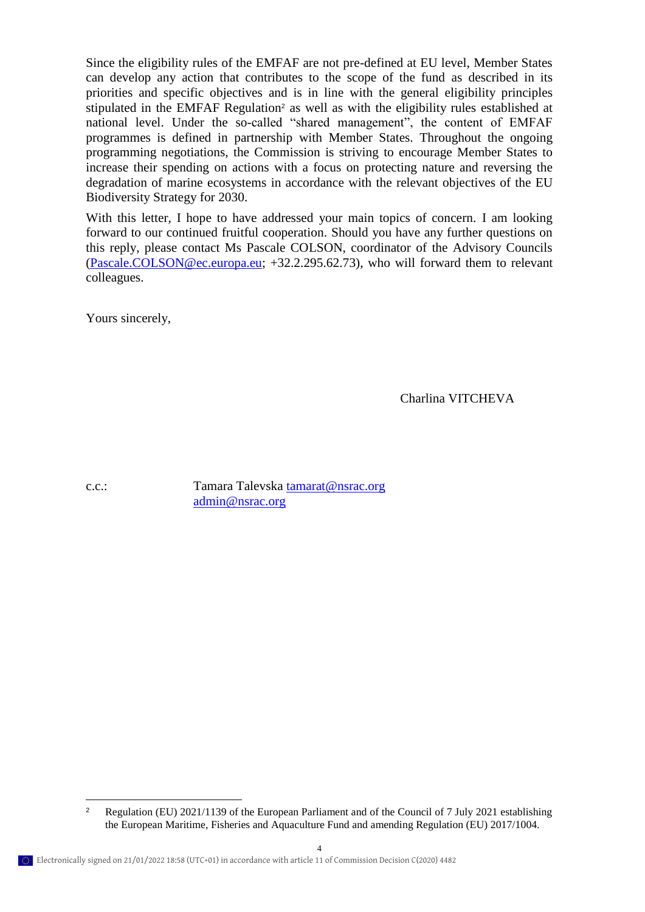Since the eligibility rules of the EMFAF are not pre-defined at EU level, Member States can develop any action that contributes to the scope of the fund as described in its priorities and specific objectives and is in line with the general eligibility principles stipulated in the EMFAF Regulation[2] as well as with the eligibility rules established at national level. Under the so-called "shared management", the content of EMFAF programmes is defined in partnership with Member States. Throughout the ongoing programming negotiations, the Commission is striving to encourage Member States to increase their spending on actions with a focus on protecting nature and reversing the degradation of marine ecosystems in accordance with the relevant objectives of the EU Biodiversity Strategy for 2030.

With this letter, I hope to have addressed your main topics of concern. I am looking forward to our continued fruitful cooperation. Should you have any further questions on this reply, please contact Ms Pascale COLSON, coordinator of the Advisory Councils (Pascale.COLSON@ec.europa.eu; +32.2.295.62.73), who will forward them to relevant colleagues.

Yours sincerely,

Charlina VITCHEVA

c.c.: Tamara Talevska tamarat@nsrac.org
admin@nsrac.org

[2] Regulation (EU) 2021/1139 of the European Parliament and of the Council of 7 July 2021 establishing the European Maritime, Fisheries and Aquaculture Fund and amending Regulation (EU) 2017/1004.

Electronically signed on 21/01/2022 18:58 (UTC+01) in accordance with article 11 of Commission Decision C(2020) 4482